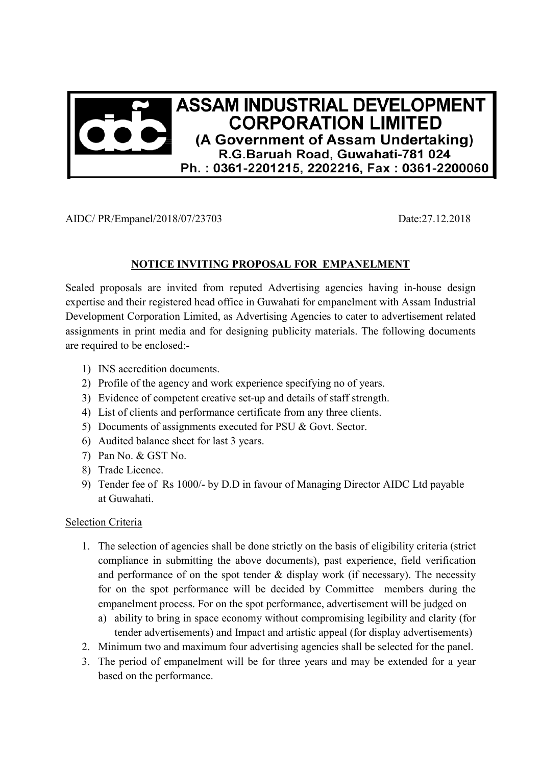# ASSAM INDUSTRIAL DEVELOPMENT CORPORATION LIMITED

**(A Government of Assam Undertaking)**
**R.G.Baruah Road, Guwahati-781 024**
**Ph. : 0361-2201215, 2202216, Fax : 0361-2200060**

AIDC/ PR/Empanel/2018/07/23703 Date:27.12.2018

## NOTICE INVITING PROPOSAL FOR EMPANELMENT

Sealed proposals are invited from reputed Advertising agencies having in-house design expertise and their registered head office in Guwahati for empanelment with Assam Industrial Development Corporation Limited, as Advertising Agencies to cater to advertisement related assignments in print media and for designing publicity materials. The following documents are required to be enclosed:-

1) INS accreditation documents.
2) Profile of the agency and work experience specifying no of years.
3) Evidence of competent creative set-up and details of staff strength.
4) List of clients and performance certificate from any three clients.
5) Documents of assignments executed for PSU & Govt. Sector.
6) Audited balance sheet for last 3 years.
7) Pan No. & GST No.
8) Trade Licence.
9) Tender fee of Rs 1000/- by D.D in favour of Managing Director AIDC Ltd payable at Guwahati.

Selection Criteria

1. The selection of agencies shall be done strictly on the basis of eligibility criteria (strict compliance in submitting the above documents), past experience, field verification and performance of on the spot tender & display work (if necessary). The necessity for on the spot performance will be decided by Committee members during the empanelment process. For on the spot performance, advertisement will be judged on
   a) ability to bring in space economy without compromising legibility and clarity (for tender advertisements) and Impact and artistic appeal (for display advertisements)
2. Minimum two and maximum four advertising agencies shall be selected for the panel.
3. The period of empanelment will be for three years and may be extended for a year based on the performance.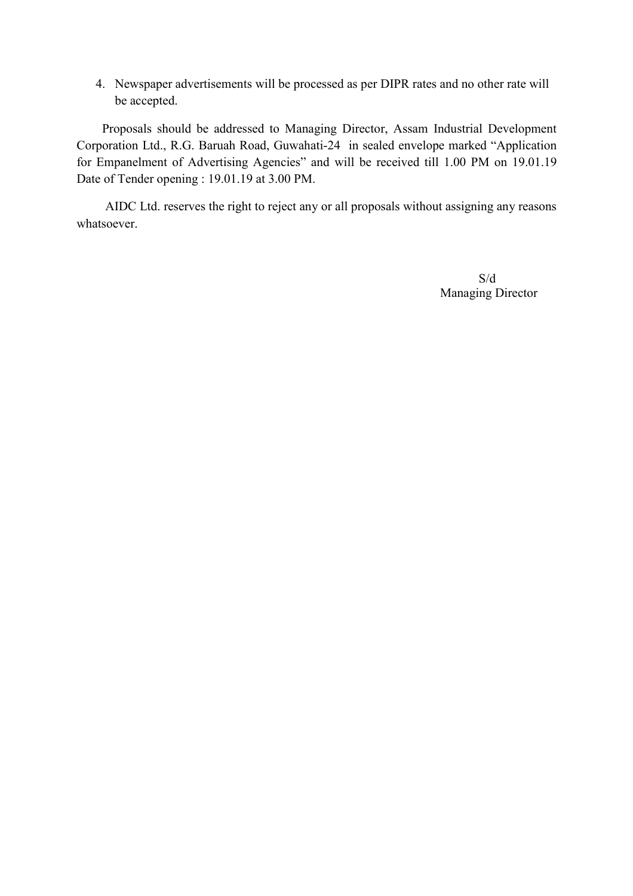4. Newspaper advertisements will be processed as per DIPR rates and no other rate will be accepted.

Proposals should be addressed to Managing Director, Assam Industrial Development Corporation Ltd., R.G. Baruah Road, Guwahati-24 in sealed envelope marked "Application for Empanelment of Advertising Agencies" and will be received till 1.00 PM on 19.01.19 Date of Tender opening : 19.01.19 at 3.00 PM.

AIDC Ltd. reserves the right to reject any or all proposals without assigning any reasons whatsoever.

S/d
Managing Director